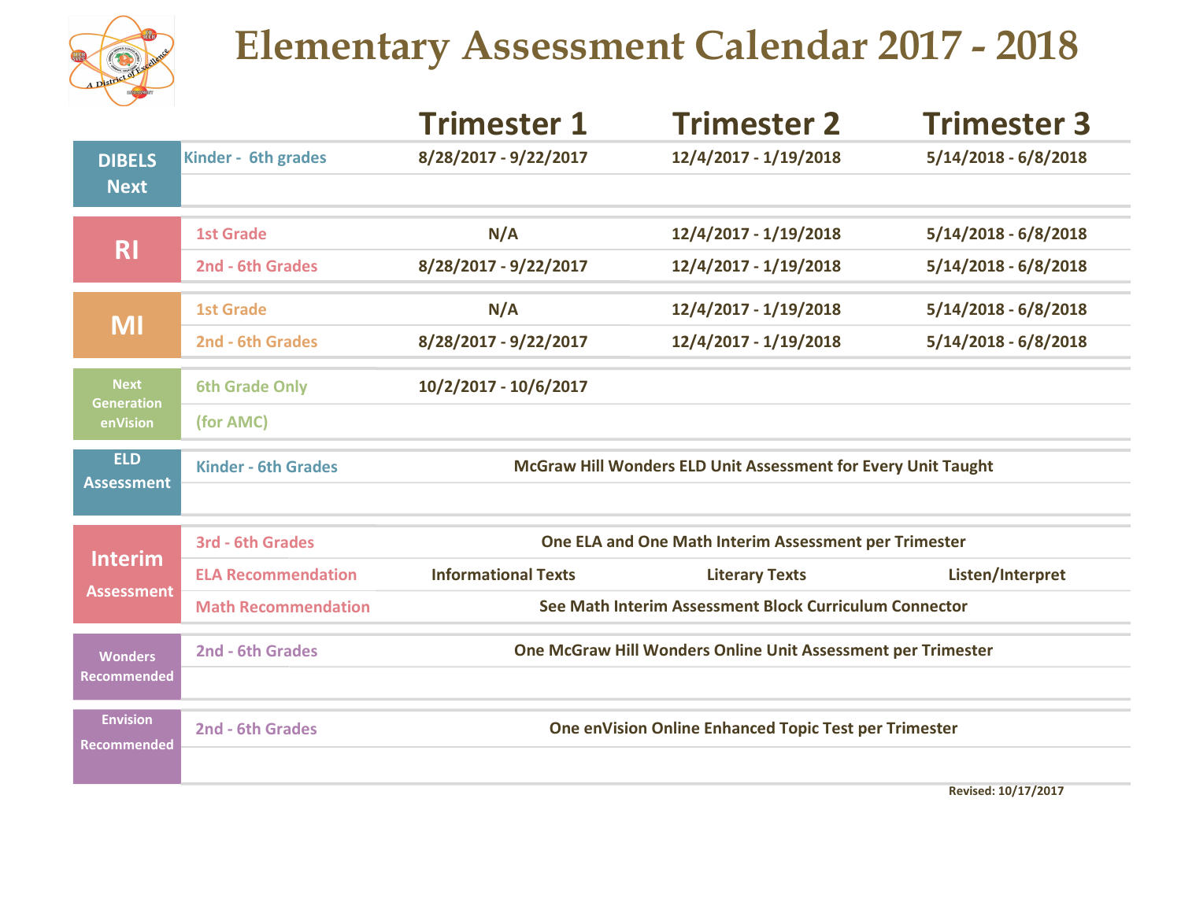# Elementary Assessment Calendar 2017 - 2018

| | | Trimester 1 | Trimester 2 | Trimester 3 |
|---|---|---|---|---|
| **DIBELS Next** | Kinder - 6th grades | 8/28/2017 - 9/22/2017 | 12/4/2017 - 1/19/2018 | 5/14/2018 - 6/8/2018 |
| **RI** | 1st Grade | N/A | 12/4/2017 - 1/19/2018 | 5/14/2018 - 6/8/2018 |
| | 2nd - 6th Grades | 8/28/2017 - 9/22/2017 | 12/4/2017 - 1/19/2018 | 5/14/2018 - 6/8/2018 |
| **MI** | 1st Grade | N/A | 12/4/2017 - 1/19/2018 | 5/14/2018 - 6/8/2018 |
| | 2nd - 6th Grades | 8/28/2017 - 9/22/2017 | 12/4/2017 - 1/19/2018 | 5/14/2018 - 6/8/2018 |
| **Next Generation enVision** | 6th Grade Only (for AMC) | 10/2/2017 - 10/6/2017 | | |
| **ELD Assessment** | Kinder - 6th Grades | McGraw Hill Wonders ELD Unit Assessment for Every Unit Taught | | |
| **Interim Assessment** | 3rd - 6th Grades | One ELA and One Math Interim Assessment per Trimester | | |
| | ELA Recommendation | Informational Texts | Literary Texts | Listen/Interpret |
| | Math Recommendation | See Math Interim Assessment Block Curriculum Connector | | |
| **Wonders Recommended** | 2nd - 6th Grades | One McGraw Hill Wonders Online Unit Assessment per Trimester | | |
| **Envision Recommended** | 2nd - 6th Grades | One enVision Online Enhanced Topic Test per Trimester | | |

Revised: 10/17/2017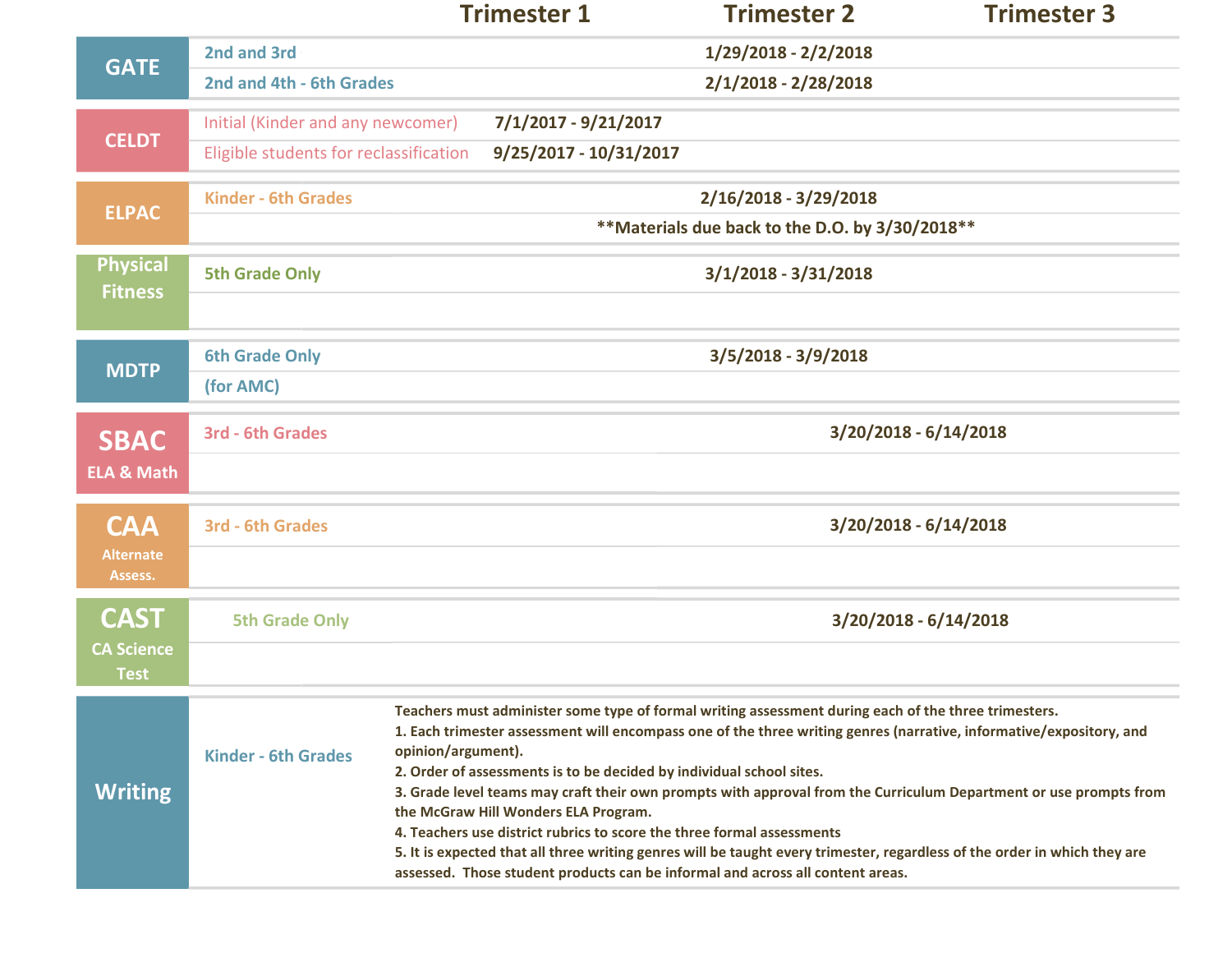| | | Trimester 1 | Trimester 2 | Trimester 3 |
|---|---|---|---|---|
| GATE | 2nd and 3rd | | 1/29/2018 - 2/2/2018 | |
| | 2nd and 4th - 6th Grades | | 2/1/2018 - 2/28/2018 | |
| CELDT | Initial (Kinder and any newcomer) | 7/1/2017 - 9/21/2017 | | |
| | Eligible students for reclassification | 9/25/2017 - 10/31/2017 | | |
| ELPAC | Kinder - 6th Grades | | 2/16/2018 - 3/29/2018 | |
| | | | **Materials due back to the D.O. by 3/30/2018** | |
| Physical Fitness | 5th Grade Only | | 3/1/2018 - 3/31/2018 | |
| MDTP | 6th Grade Only (for AMC) | | 3/5/2018 - 3/9/2018 | |
| SBAC ELA & Math | 3rd - 6th Grades | | | 3/20/2018 - 6/14/2018 |
| CAA Alternate Assess. | 3rd - 6th Grades | | | 3/20/2018 - 6/14/2018 |
| CAST CA Science Test | 5th Grade Only | | | 3/20/2018 - 6/14/2018 |
| Writing | Kinder - 6th Grades | Teachers must administer some type of formal writing assessment during each of the three trimesters.<br>1. Each trimester assessment will encompass one of the three writing genres (narrative, informative/expository, and opinion/argument).<br>2. Order of assessments is to be decided by individual school sites.<br>3. Grade level teams may craft their own prompts with approval from the Curriculum Department or use prompts from the McGraw Hill Wonders ELA Program.<br>4. Teachers use district rubrics to score the three formal assessments<br>5. It is expected that all three writing genres will be taught every trimester, regardless of the order in which they are assessed. Those student products can be informal and across all content areas. | | |